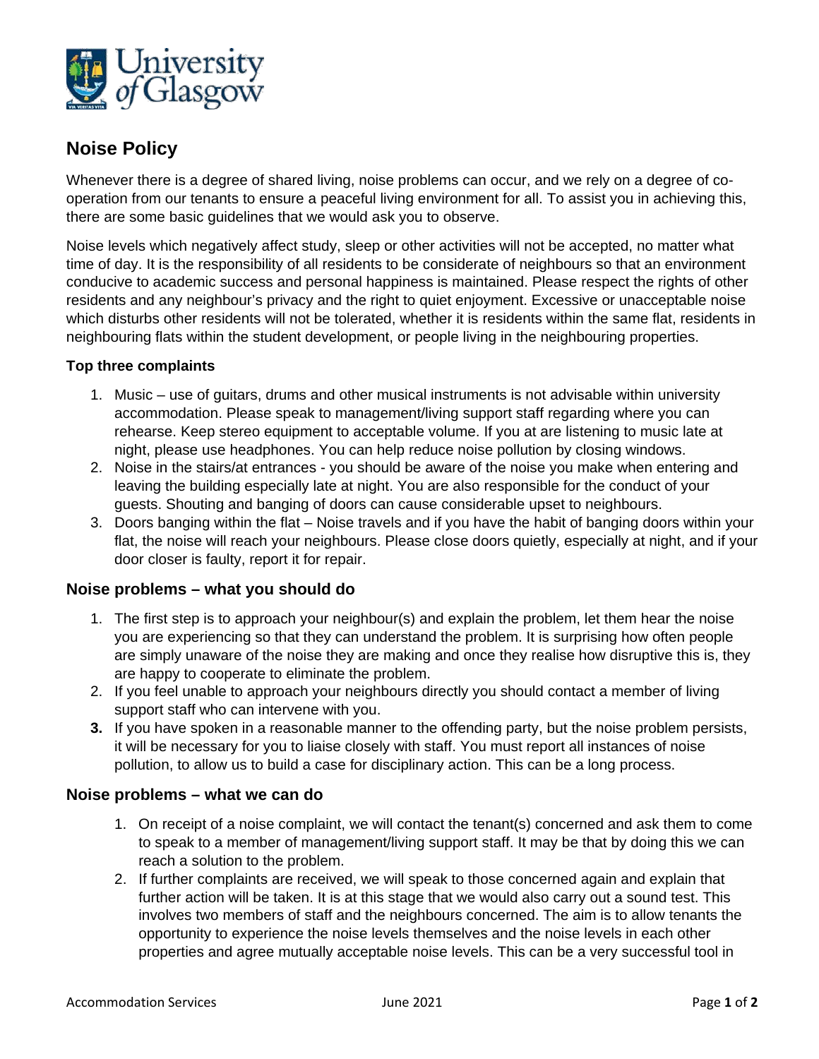# Noise Policy

Whenever there is a degree of shared living, noise problems can occur, and we rely on a degree of co-operation from our tenants to ensure a peaceful living environment for all. To assist you in achieving this, there are some basic guidelines that we would ask you to observe.

Noise levels which negatively affect study, sleep or other activities will not be accepted, no matter what time of day. It is the responsibility of all residents to be considerate of neighbours so that an environment conducive to academic success and personal happiness is maintained. Please respect the rights of other residents and any neighbour's privacy and the right to quiet enjoyment. Excessive or unacceptable noise which disturbs other residents will not be tolerated, whether it is residents within the same flat, residents in neighbouring flats within the student development, or people living in the neighbouring properties.

**Top three complaints**

1. Music – use of guitars, drums and other musical instruments is not advisable within university accommodation. Please speak to management/living support staff regarding where you can rehearse. Keep stereo equipment to acceptable volume. If you at are listening to music late at night, please use headphones. You can help reduce noise pollution by closing windows.
2. Noise in the stairs/at entrances - you should be aware of the noise you make when entering and leaving the building especially late at night. You are also responsible for the conduct of your guests. Shouting and banging of doors can cause considerable upset to neighbours.
3. Doors banging within the flat – Noise travels and if you have the habit of banging doors within your flat, the noise will reach your neighbours. Please close doors quietly, especially at night, and if your door closer is faulty, report it for repair.

## Noise problems – what you should do

1. The first step is to approach your neighbour(s) and explain the problem, let them hear the noise you are experiencing so that they can understand the problem. It is surprising how often people are simply unaware of the noise they are making and once they realise how disruptive this is, they are happy to cooperate to eliminate the problem.
2. If you feel unable to approach your neighbours directly you should contact a member of living support staff who can intervene with you.
3. If you have spoken in a reasonable manner to the offending party, but the noise problem persists, it will be necessary for you to liaise closely with staff. You must report all instances of noise pollution, to allow us to build a case for disciplinary action. This can be a long process.

## Noise problems – what we can do

1. On receipt of a noise complaint, we will contact the tenant(s) concerned and ask them to come to speak to a member of management/living support staff. It may be that by doing this we can reach a solution to the problem.
2. If further complaints are received, we will speak to those concerned again and explain that further action will be taken. It is at this stage that we would also carry out a sound test. This involves two members of staff and the neighbours concerned. The aim is to allow tenants the opportunity to experience the noise levels themselves and the noise levels in each other properties and agree mutually acceptable noise levels. This can be a very successful tool in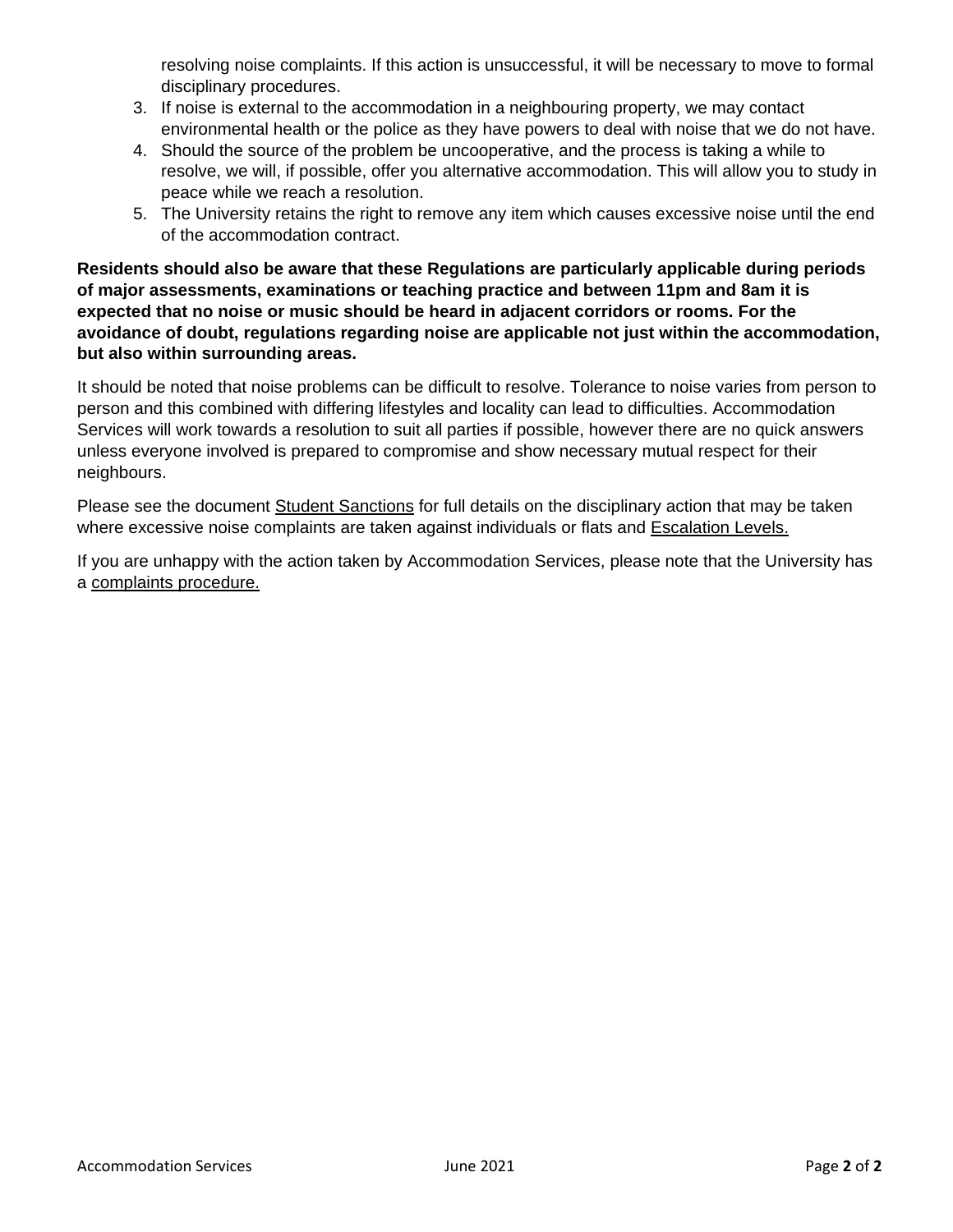resolving noise complaints. If this action is unsuccessful, it will be necessary to move to formal disciplinary procedures.

3. If noise is external to the accommodation in a neighbouring property, we may contact environmental health or the police as they have powers to deal with noise that we do not have.
4. Should the source of the problem be uncooperative, and the process is taking a while to resolve, we will, if possible, offer you alternative accommodation. This will allow you to study in peace while we reach a resolution.
5. The University retains the right to remove any item which causes excessive noise until the end of the accommodation contract.

**Residents should also be aware that these Regulations are particularly applicable during periods of major assessments, examinations or teaching practice and between 11pm and 8am it is expected that no noise or music should be heard in adjacent corridors or rooms. For the avoidance of doubt, regulations regarding noise are applicable not just within the accommodation, but also within surrounding areas.**

It should be noted that noise problems can be difficult to resolve. Tolerance to noise varies from person to person and this combined with differing lifestyles and locality can lead to difficulties. Accommodation Services will work towards a resolution to suit all parties if possible, however there are no quick answers unless everyone involved is prepared to compromise and show necessary mutual respect for their neighbours.

Please see the document Student Sanctions for full details on the disciplinary action that may be taken where excessive noise complaints are taken against individuals or flats and Escalation Levels.

If you are unhappy with the action taken by Accommodation Services, please note that the University has a complaints procedure.